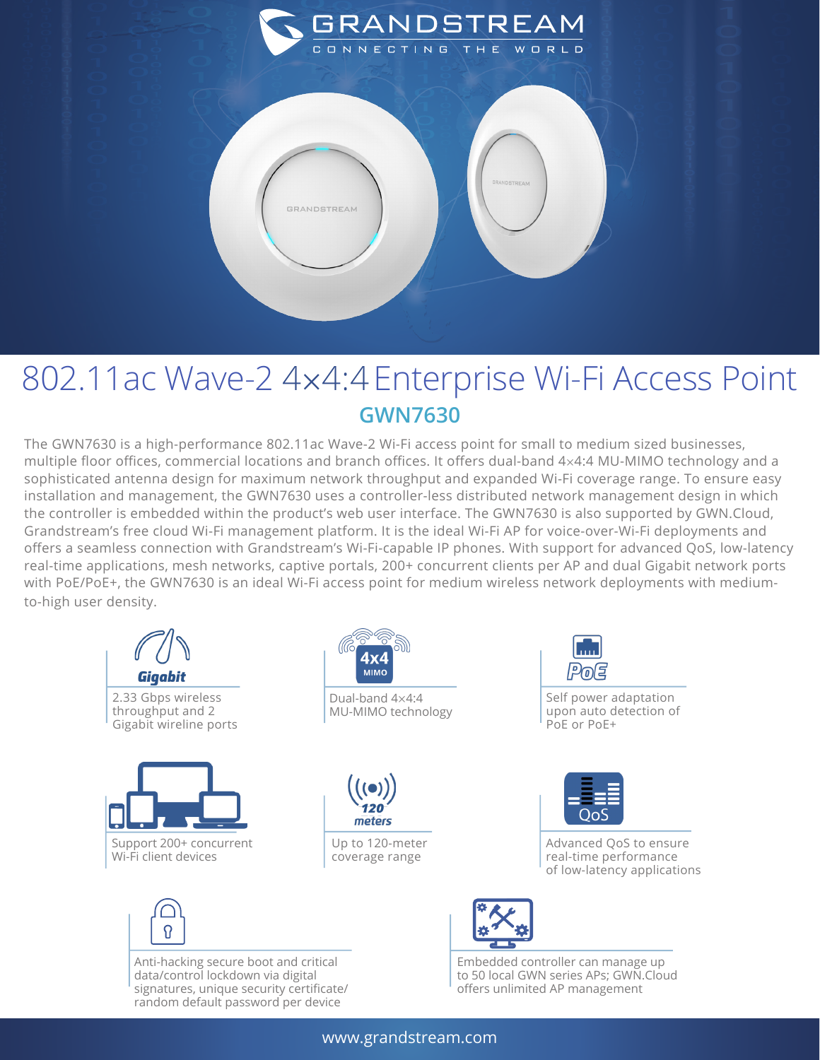# 802.11ac Wave-2 4×4:4 Enterprise Wi-Fi Access Point

## GWN7630

The GWN7630 is a high-performance 802.11ac Wave-2 Wi-Fi access point for small to medium sized businesses, multiple floor offices, commercial locations and branch offices. It offers dual-band 4×4:4 MU-MIMO technology and a sophisticated antenna design for maximum network throughput and expanded Wi-Fi coverage range. To ensure easy installation and management, the GWN7630 uses a controller-less distributed network management design in which the controller is embedded within the product's web user interface. The GWN7630 is also supported by GWN.Cloud, Grandstream's free cloud Wi-Fi management platform. It is the ideal Wi-Fi AP for voice-over-Wi-Fi deployments and offers a seamless connection with Grandstream's Wi-Fi-capable IP phones. With support for advanced QoS, low-latency real-time applications, mesh networks, captive portals, 200+ concurrent clients per AP and dual Gigabit network ports with PoE/PoE+, the GWN7630 is an ideal Wi-Fi access point for medium wireless network deployments with medium-to-high user density.

- 2.33 Gbps wireless throughput and 2 Gigabit wireline ports
- Dual-band 4×4:4 MU-MIMO technology
- Self power adaptation upon auto detection of PoE or PoE+
- Support 200+ concurrent Wi-Fi client devices
- Up to 120-meter coverage range
- Advanced QoS to ensure real-time performance of low-latency applications
- Anti-hacking secure boot and critical data/control lockdown via digital signatures, unique security certificate/random default password per device
- Embedded controller can manage up to 50 local GWN series APs; GWN.Cloud offers unlimited AP management

www.grandstream.com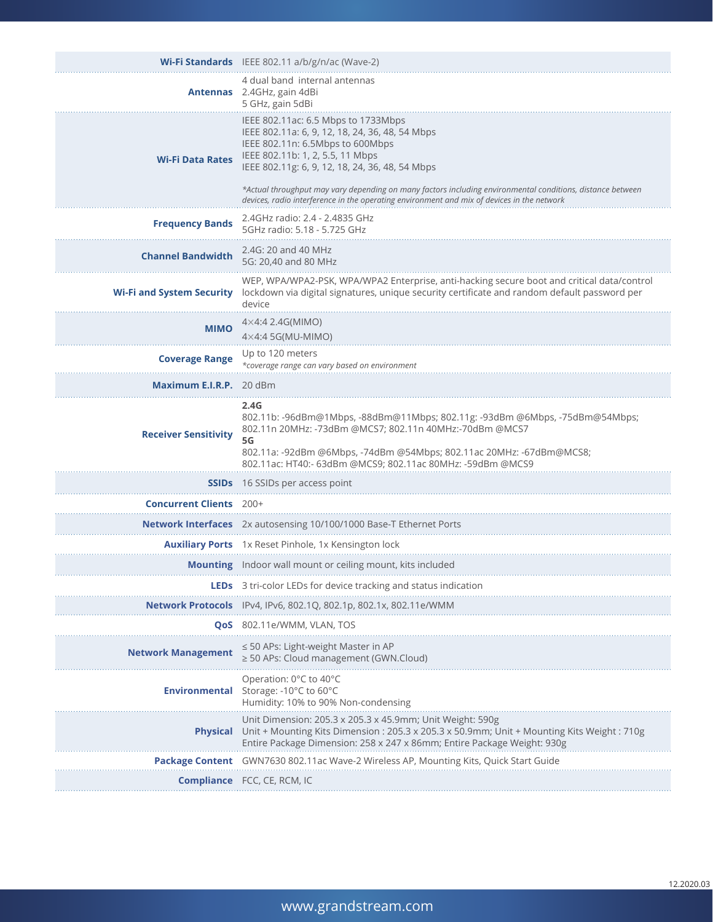| | |
|---|---|
| **Wi-Fi Standards** | IEEE 802.11 a/b/g/n/ac (Wave-2) |
| **Antennas** | 4 dual band internal antennas<br>2.4GHz, gain 4dBi<br>5 GHz, gain 5dBi |
| **Wi-Fi Data Rates** | IEEE 802.11ac: 6.5 Mbps to 1733Mbps<br>IEEE 802.11a: 6, 9, 12, 18, 24, 36, 48, 54 Mbps<br>IEEE 802.11n: 6.5Mbps to 600Mbps<br>IEEE 802.11b: 1, 2, 5.5, 11 Mbps<br>IEEE 802.11g: 6, 9, 12, 18, 24, 36, 48, 54 Mbps<br><br>*\*Actual throughput may vary depending on many factors including environmental conditions, distance between devices, radio interference in the operating environment and mix of devices in the network* |
| **Frequency Bands** | 2.4GHz radio: 2.4 - 2.4835 GHz<br>5GHz radio: 5.18 - 5.725 GHz |
| **Channel Bandwidth** | 2.4G: 20 and 40 MHz<br>5G: 20,40 and 80 MHz |
| **Wi-Fi and System Security** | WEP, WPA/WPA2-PSK, WPA/WPA2 Enterprise, anti-hacking secure boot and critical data/control lockdown via digital signatures, unique security certificate and random default password per device |
| **MIMO** | 4×4:4 2.4G(MIMO)<br>4×4:4 5G(MU-MIMO) |
| **Coverage Range** | Up to 120 meters<br>*\*coverage range can vary based on environment* |
| **Maximum E.I.R.P.** | 20 dBm |
| **Receiver Sensitivity** | **2.4G**<br>802.11b: -96dBm@1Mbps, -88dBm@11Mbps; 802.11g: -93dBm @6Mbps, -75dBm@54Mbps; 802.11n 20MHz: -73dBm @MCS7; 802.11n 40MHz:-70dBm @MCS7<br>**5G**<br>802.11a: -92dBm @6Mbps, -74dBm @54Mbps; 802.11ac 20MHz: -67dBm@MCS8; 802.11ac: HT40:- 63dBm @MCS9; 802.11ac 80MHz: -59dBm @MCS9 |
| **SSIDs** | 16 SSIDs per access point |
| **Concurrent Clients** | 200+ |
| **Network Interfaces** | 2x autosensing 10/100/1000 Base-T Ethernet Ports |
| **Auxiliary Ports** | 1x Reset Pinhole, 1x Kensington lock |
| **Mounting** | Indoor wall mount or ceiling mount, kits included |
| **LEDs** | 3 tri-color LEDs for device tracking and status indication |
| **Network Protocols** | IPv4, IPv6, 802.1Q, 802.1p, 802.1x, 802.11e/WMM |
| **QoS** | 802.11e/WMM, VLAN, TOS |
| **Network Management** | ≤ 50 APs: Light-weight Master in AP<br>≥ 50 APs: Cloud management (GWN.Cloud) |
| **Environmental** | Operation: 0°C to 40°C<br>Storage: -10°C to 60°C<br>Humidity: 10% to 90% Non-condensing |
| **Physical** | Unit Dimension: 205.3 x 205.3 x 45.9mm; Unit Weight: 590g<br>Unit + Mounting Kits Dimension : 205.3 x 205.3 x 50.9mm; Unit + Mounting Kits Weight : 710g<br>Entire Package Dimension: 258 x 247 x 86mm; Entire Package Weight: 930g |
| **Package Content** | GWN7630 802.11ac Wave-2 Wireless AP, Mounting Kits, Quick Start Guide |
| **Compliance** | FCC, CE, RCM, IC |

12.2020.03

www.grandstream.com